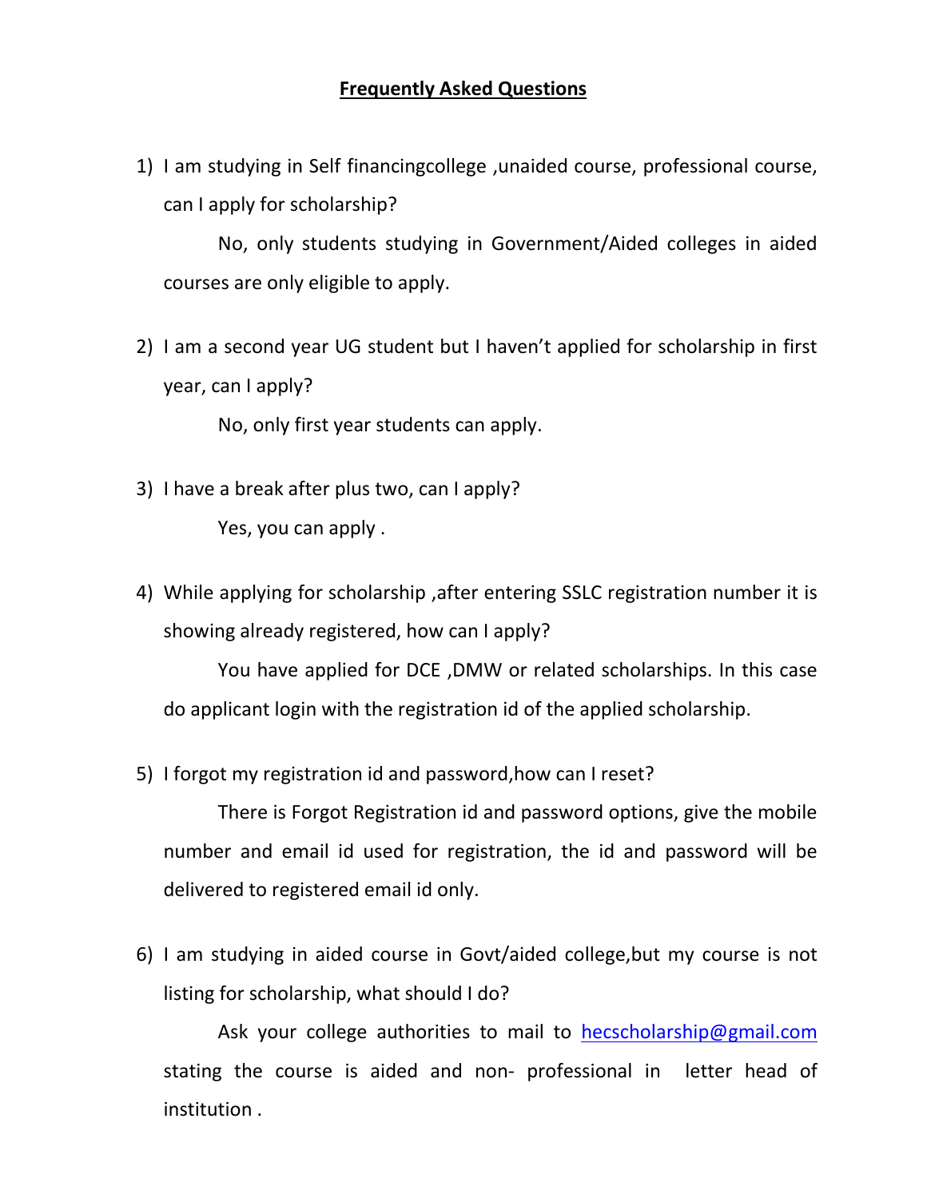# Frequently Asked Questions

1) I am studying in Self financingcollege ,unaided course, professional course, can I apply for scholarship?

   No, only students studying in Government/Aided colleges in aided courses are only eligible to apply.

2) I am a second year UG student but I haven't applied for scholarship in first year, can I apply?

   No, only first year students can apply.

3) I have a break after plus two, can I apply?

   Yes, you can apply .

4) While applying for scholarship ,after entering SSLC registration number it is showing already registered, how can I apply?

   You have applied for DCE ,DMW or related scholarships. In this case do applicant login with the registration id of the applied scholarship.

5) I forgot my registration id and password,how can I reset?

   There is Forgot Registration id and password options, give the mobile number and email id used for registration, the id and password will be delivered to registered email id only.

6) I am studying in aided course in Govt/aided college,but my course is not listing for scholarship, what should I do?

   Ask your college authorities to mail to hecscholarship@gmail.com stating the course is aided and non- professional in letter head of institution .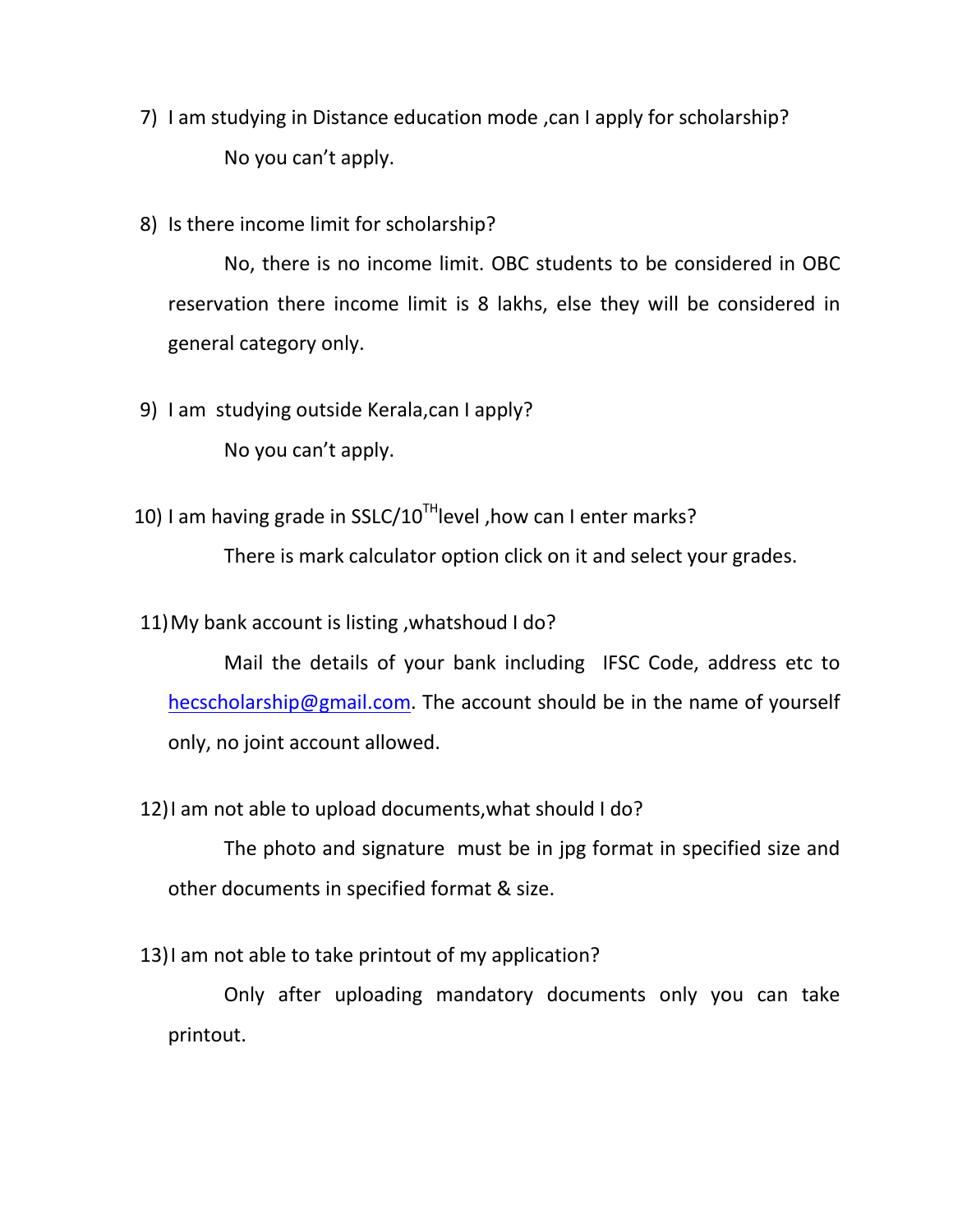7) I am studying in Distance education mode ,can I apply for scholarship?

   No you can't apply.

8) Is there income limit for scholarship?

   No, there is no income limit. OBC students to be considered in OBC reservation there income limit is 8 lakhs, else they will be considered in general category only.

9) I am studying outside Kerala,can I apply?

   No you can't apply.

10) I am having grade in SSLC/10$^{TH}$level ,how can I enter marks?

   There is mark calculator option click on it and select your grades.

11) My bank account is listing ,whatshoud I do?

   Mail the details of your bank including IFSC Code, address etc to hecscholarship@gmail.com. The account should be in the name of yourself only, no joint account allowed.

12) I am not able to upload documents,what should I do?

   The photo and signature must be in jpg format in specified size and other documents in specified format & size.

13) I am not able to take printout of my application?

   Only after uploading mandatory documents only you can take printout.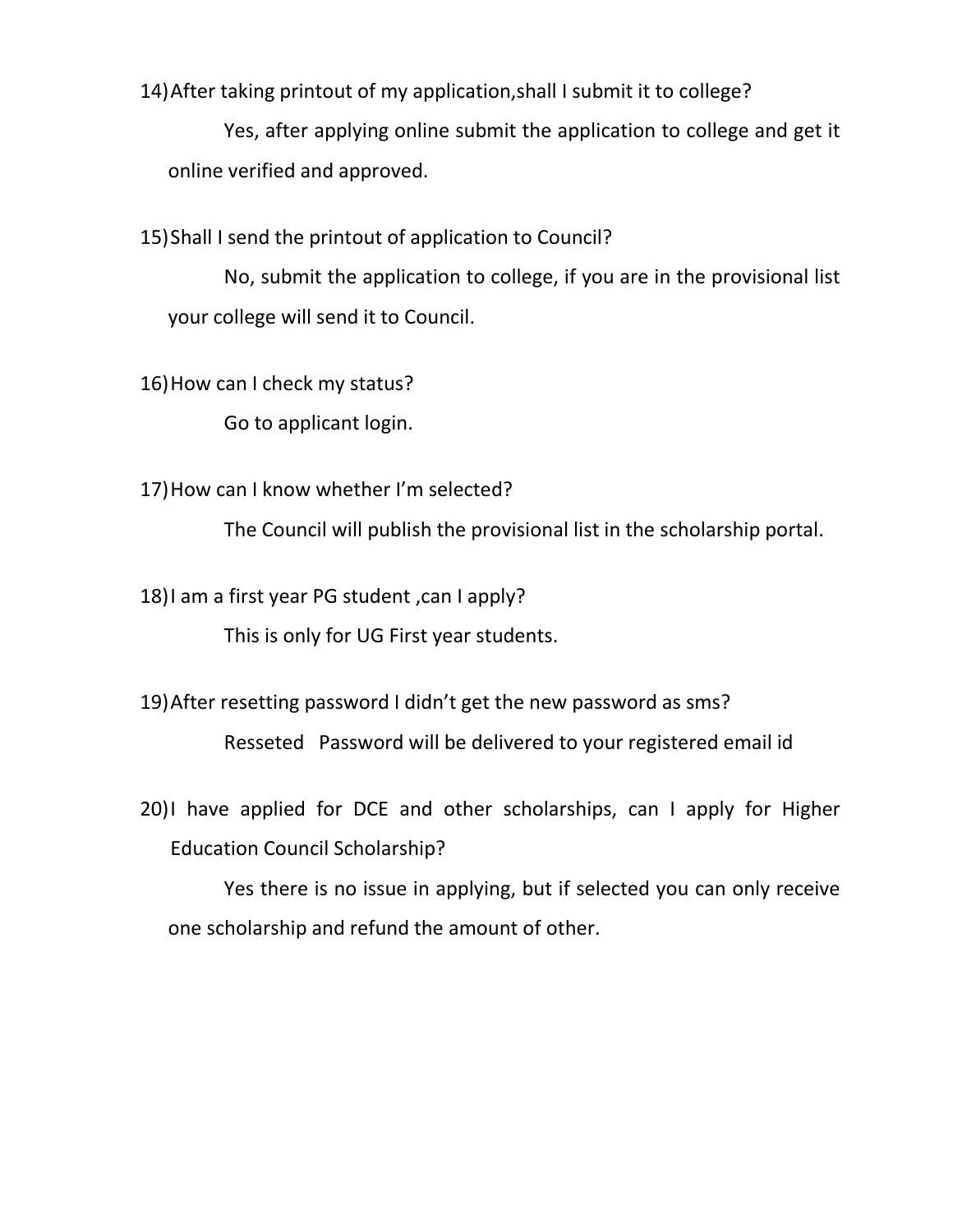14) After taking printout of my application,shall I submit it to college?

Yes, after applying online submit the application to college and get it online verified and approved.

15) Shall I send the printout of application to Council?

No, submit the application to college, if you are in the provisional list your college will send it to Council.

16) How can I check my status?

Go to applicant login.

17) How can I know whether I'm selected?

The Council will publish the provisional list in the scholarship portal.

18) I am a first year PG student ,can I apply?

This is only for UG First year students.

19) After resetting password I didn't get the new password as sms?

Resseted Password will be delivered to your registered email id

20) I have applied for DCE and other scholarships, can I apply for Higher Education Council Scholarship?

Yes there is no issue in applying, but if selected you can only receive one scholarship and refund the amount of other.